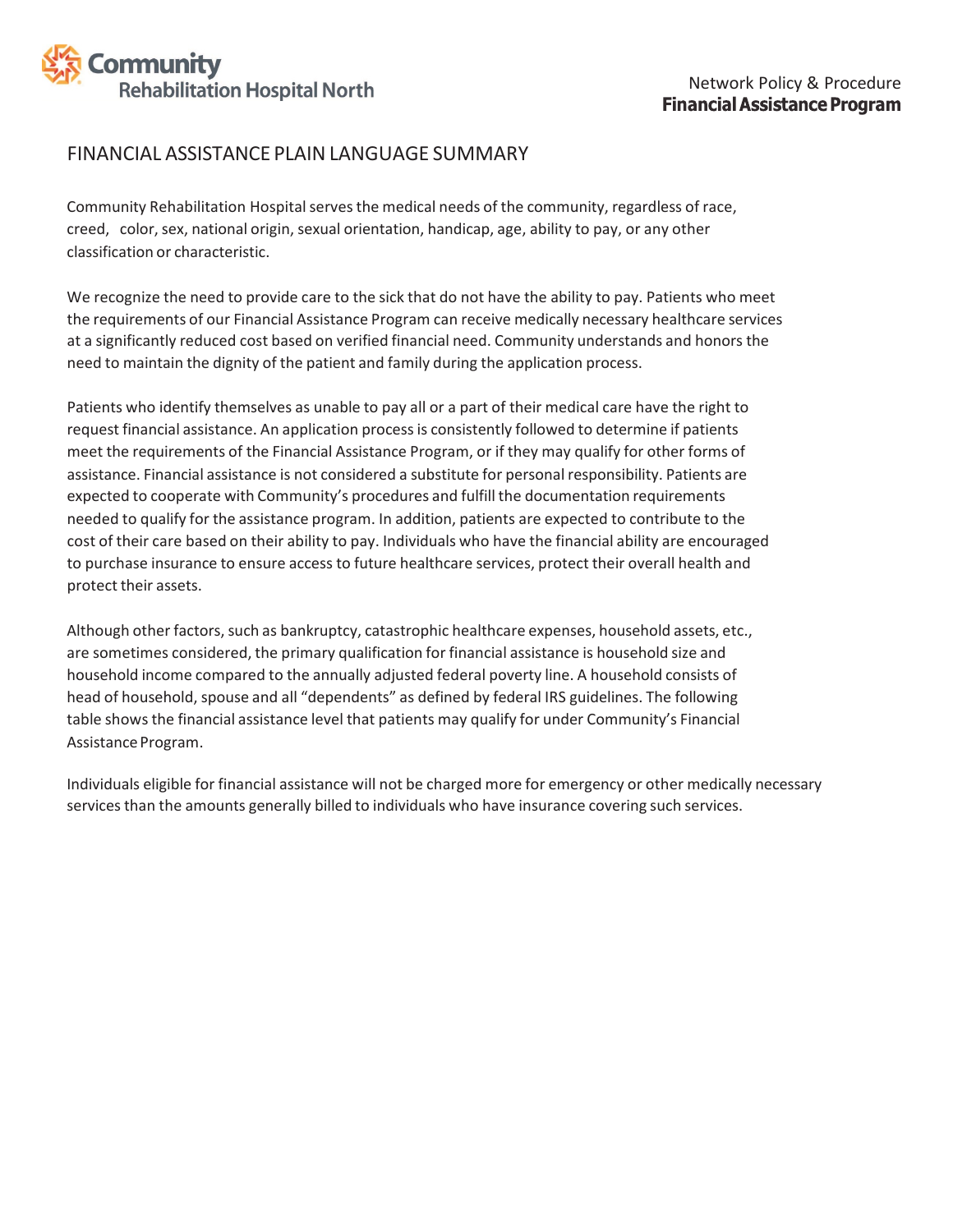Community Rehabilitation Hospital North

Network Policy & Procedure
**Financial Assistance Program**

## FINANCIAL ASSISTANCE PLAIN LANGUAGE SUMMARY

Community Rehabilitation Hospital serves the medical needs of the community, regardless of race, creed, color, sex, national origin, sexual orientation, handicap, age, ability to pay, or any other classification or characteristic.

We recognize the need to provide care to the sick that do not have the ability to pay. Patients who meet the requirements of our Financial Assistance Program can receive medically necessary healthcare services at a significantly reduced cost based on verified financial need. Community understands and honors the need to maintain the dignity of the patient and family during the application process.

Patients who identify themselves as unable to pay all or a part of their medical care have the right to request financial assistance. An application process is consistently followed to determine if patients meet the requirements of the Financial Assistance Program, or if they may qualify for other forms of assistance. Financial assistance is not considered a substitute for personal responsibility. Patients are expected to cooperate with Community's procedures and fulfill the documentation requirements needed to qualify for the assistance program. In addition, patients are expected to contribute to the cost of their care based on their ability to pay. Individuals who have the financial ability are encouraged to purchase insurance to ensure access to future healthcare services, protect their overall health and protect their assets.

Although other factors, such as bankruptcy, catastrophic healthcare expenses, household assets, etc., are sometimes considered, the primary qualification for financial assistance is household size and household income compared to the annually adjusted federal poverty line. A household consists of head of household, spouse and all "dependents" as defined by federal IRS guidelines. The following table shows the financial assistance level that patients may qualify for under Community's Financial Assistance Program.

Individuals eligible for financial assistance will not be charged more for emergency or other medically necessary services than the amounts generally billed to individuals who have insurance covering such services.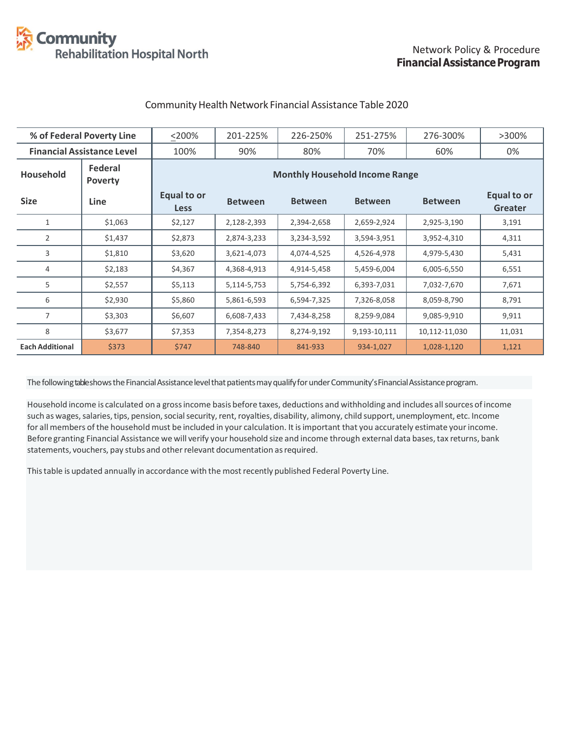Community Health Network Financial Assistance Table 2020

| % of Federal Poverty Line | | <200% | 201-225% | 226-250% | 251-275% | 276-300% | >300% |
|---|---|---|---|---|---|---|---|
| **Financial Assistance Level** | | 100% | 90% | 80% | 70% | 60% | 0% |
| **Household Size** | **Federal Poverty Line** | **Monthly Household Income Range** | | | | | |
| | | **Equal to or Less** | **Between** | **Between** | **Between** | **Between** | **Equal to or Greater** |
| 1 | $1,063 | $2,127 | 2,128-2,393 | 2,394-2,658 | 2,659-2,924 | 2,925-3,190 | 3,191 |
| 2 | $1,437 | $2,873 | 2,874-3,233 | 3,234-3,592 | 3,594-3,951 | 3,952-4,310 | 4,311 |
| 3 | $1,810 | $3,620 | 3,621-4,073 | 4,074-4,525 | 4,526-4,978 | 4,979-5,430 | 5,431 |
| 4 | $2,183 | $4,367 | 4,368-4,913 | 4,914-5,458 | 5,459-6,004 | 6,005-6,550 | 6,551 |
| 5 | $2,557 | $5,113 | 5,114-5,753 | 5,754-6,392 | 6,393-7,031 | 7,032-7,670 | 7,671 |
| 6 | $2,930 | $5,860 | 5,861-6,593 | 6,594-7,325 | 7,326-8,058 | 8,059-8,790 | 8,791 |
| 7 | $3,303 | $6,607 | 6,608-7,433 | 7,434-8,258 | 8,259-9,084 | 9,085-9,910 | 9,911 |
| 8 | $3,677 | $7,353 | 7,354-8,273 | 8,274-9,192 | 9,193-10,111 | 10,112-11,030 | 11,031 |
| **Each Additional** | $373 | $747 | 748-840 | 841-933 | 934-1,027 | 1,028-1,120 | 1,121 |

The following table shows the Financial Assistance level that patients may qualify for under Community's Financial Assistance program.

Household income is calculated on a gross income basis before taxes, deductions and withholding and includes all sources of income such as wages, salaries, tips, pension, social security, rent, royalties, disability, alimony, child support, unemployment, etc. Income for all members of the household must be included in your calculation. It is important that you accurately estimate your income. Before granting Financial Assistance we will verify your household size and income through external data bases, tax returns, bank statements, vouchers, pay stubs and other relevant documentation as required.

This table is updated annually in accordance with the most recently published Federal Poverty Line.